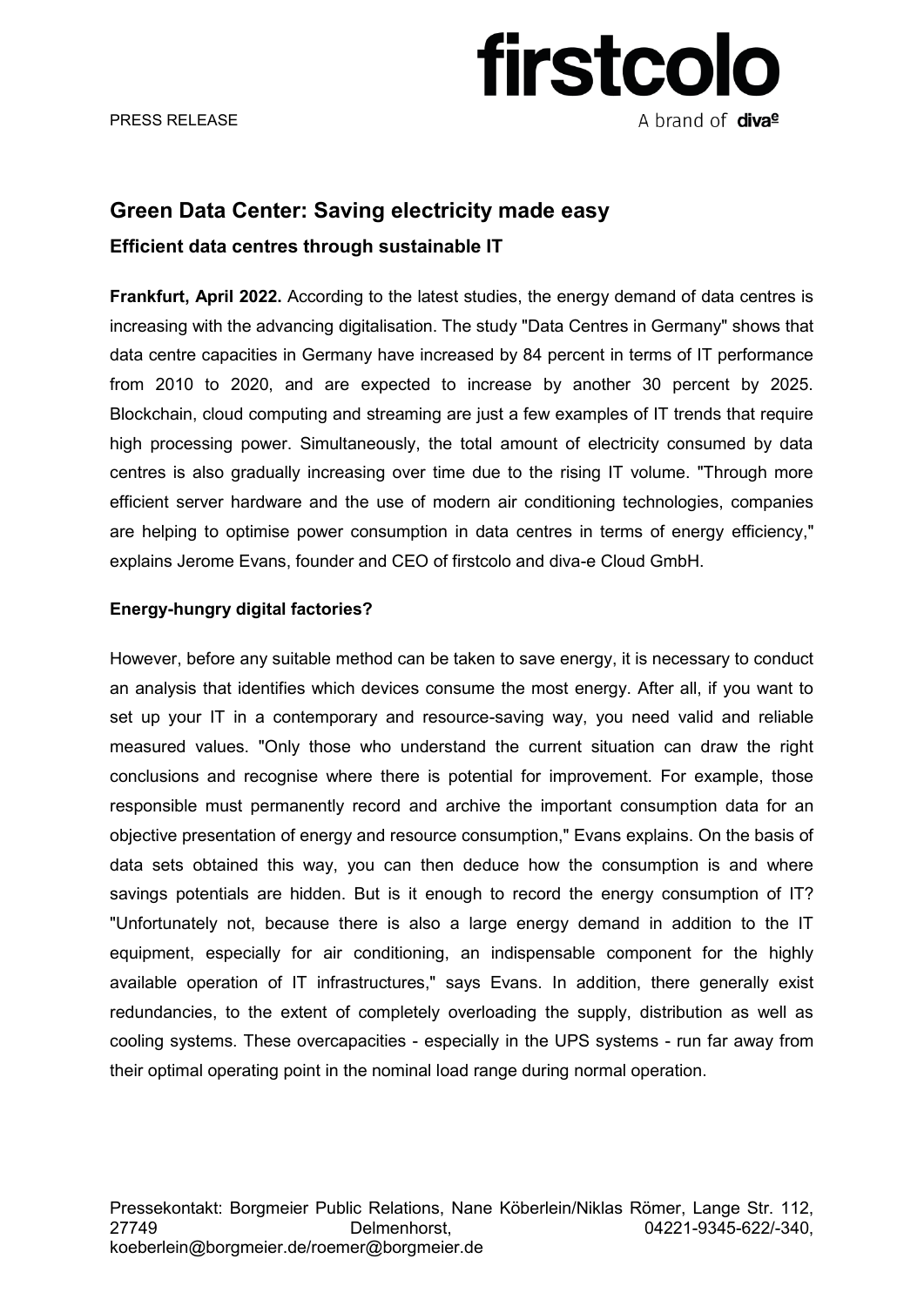PRESS RELEASE

firstcolo
A brand of diva-e

# Green Data Center: Saving electricity made easy

## Efficient data centres through sustainable IT

**Frankfurt, April 2022.** According to the latest studies, the energy demand of data centres is increasing with the advancing digitalisation. The study "Data Centres in Germany" shows that data centre capacities in Germany have increased by 84 percent in terms of IT performance from 2010 to 2020, and are expected to increase by another 30 percent by 2025. Blockchain, cloud computing and streaming are just a few examples of IT trends that require high processing power. Simultaneously, the total amount of electricity consumed by data centres is also gradually increasing over time due to the rising IT volume. "Through more efficient server hardware and the use of modern air conditioning technologies, companies are helping to optimise power consumption in data centres in terms of energy efficiency," explains Jerome Evans, founder and CEO of firstcolo and diva-e Cloud GmbH.

**Energy-hungry digital factories?**

However, before any suitable method can be taken to save energy, it is necessary to conduct an analysis that identifies which devices consume the most energy. After all, if you want to set up your IT in a contemporary and resource-saving way, you need valid and reliable measured values. "Only those who understand the current situation can draw the right conclusions and recognise where there is potential for improvement. For example, those responsible must permanently record and archive the important consumption data for an objective presentation of energy and resource consumption," Evans explains. On the basis of data sets obtained this way, you can then deduce how the consumption is and where savings potentials are hidden. But is it enough to record the energy consumption of IT? "Unfortunately not, because there is also a large energy demand in addition to the IT equipment, especially for air conditioning, an indispensable component for the highly available operation of IT infrastructures," says Evans. In addition, there generally exist redundancies, to the extent of completely overloading the supply, distribution as well as cooling systems. These overcapacities - especially in the UPS systems - run far away from their optimal operating point in the nominal load range during normal operation.

Pressekontakt: Borgmeier Public Relations, Nane Köberlein/Niklas Römer, Lange Str. 112, 27749 Delmenhorst, 04221-9345-622/-340, koeberlein@borgmeier.de/roemer@borgmeier.de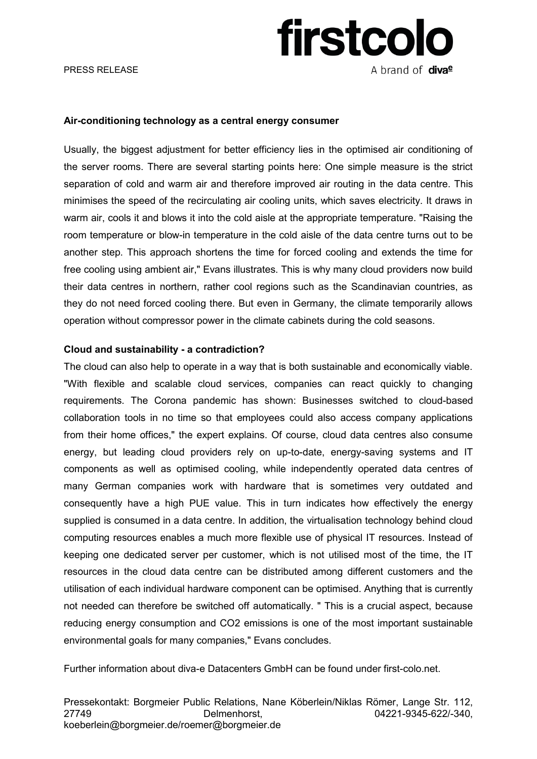### Air-conditioning technology as a central energy consumer

Usually, the biggest adjustment for better efficiency lies in the optimised air conditioning of the server rooms. There are several starting points here: One simple measure is the strict separation of cold and warm air and therefore improved air routing in the data centre. This minimises the speed of the recirculating air cooling units, which saves electricity. It draws in warm air, cools it and blows it into the cold aisle at the appropriate temperature. "Raising the room temperature or blow-in temperature in the cold aisle of the data centre turns out to be another step. This approach shortens the time for forced cooling and extends the time for free cooling using ambient air," Evans illustrates. This is why many cloud providers now build their data centres in northern, rather cool regions such as the Scandinavian countries, as they do not need forced cooling there. But even in Germany, the climate temporarily allows operation without compressor power in the climate cabinets during the cold seasons.

### Cloud and sustainability - a contradiction?

The cloud can also help to operate in a way that is both sustainable and economically viable. "With flexible and scalable cloud services, companies can react quickly to changing requirements. The Corona pandemic has shown: Businesses switched to cloud-based collaboration tools in no time so that employees could also access company applications from their home offices," the expert explains. Of course, cloud data centres also consume energy, but leading cloud providers rely on up-to-date, energy-saving systems and IT components as well as optimised cooling, while independently operated data centres of many German companies work with hardware that is sometimes very outdated and consequently have a high PUE value. This in turn indicates how effectively the energy supplied is consumed in a data centre. In addition, the virtualisation technology behind cloud computing resources enables a much more flexible use of physical IT resources. Instead of keeping one dedicated server per customer, which is not utilised most of the time, the IT resources in the cloud data centre can be distributed among different customers and the utilisation of each individual hardware component can be optimised. Anything that is currently not needed can therefore be switched off automatically. " This is a crucial aspect, because reducing energy consumption and $CO_2$ emissions is one of the most important sustainable environmental goals for many companies," Evans concludes.

Further information about diva-e Datacenters GmbH can be found under first-colo.net.

Pressekontakt: Borgmeier Public Relations, Nane Köberlein/Niklas Römer, Lange Str. 112, 27749 Delmenhorst, 04221-9345-622/-340, koeberlein@borgmeier.de/roemer@borgmeier.de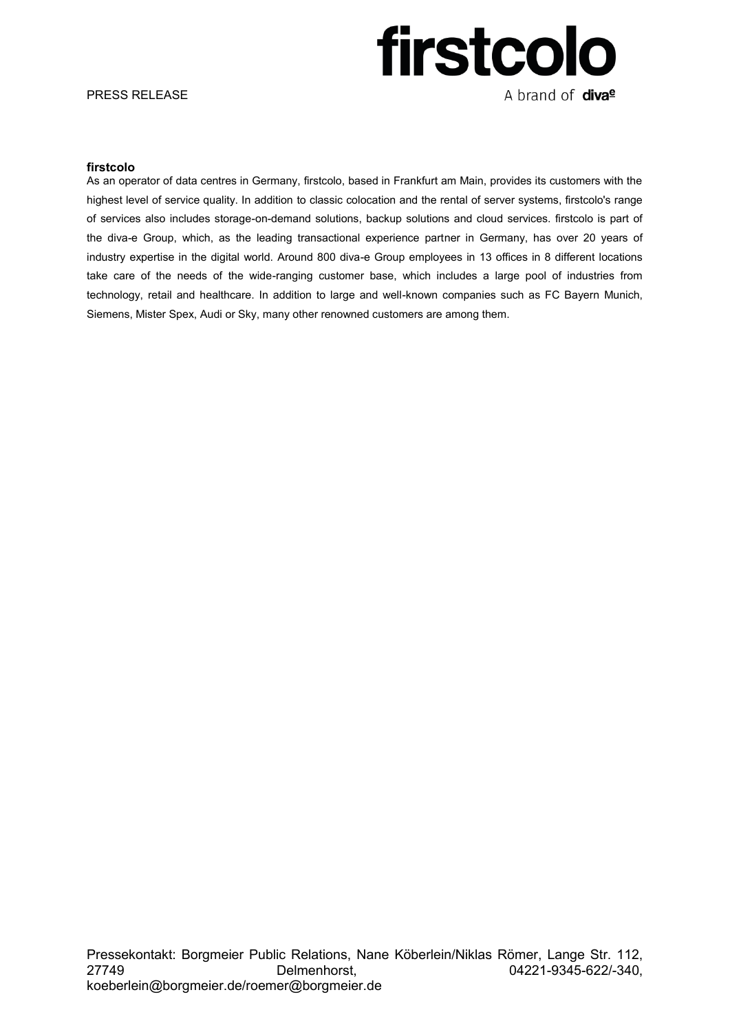**firstcolo**

As an operator of data centres in Germany, firstcolo, based in Frankfurt am Main, provides its customers with the highest level of service quality. In addition to classic colocation and the rental of server systems, firstcolo's range of services also includes storage-on-demand solutions, backup solutions and cloud services. firstcolo is part of the diva-e Group, which, as the leading transactional experience partner in Germany, has over 20 years of industry expertise in the digital world. Around 800 diva-e Group employees in 13 offices in 8 different locations take care of the needs of the wide-ranging customer base, which includes a large pool of industries from technology, retail and healthcare. In addition to large and well-known companies such as FC Bayern Munich, Siemens, Mister Spex, Audi or Sky, many other renowned customers are among them.

Pressekontakt: Borgmeier Public Relations, Nane Köberlein/Niklas Römer, Lange Str. 112, 27749 Delmenhorst, 04221-9345-622/-340, koeberlein@borgmeier.de/roemer@borgmeier.de